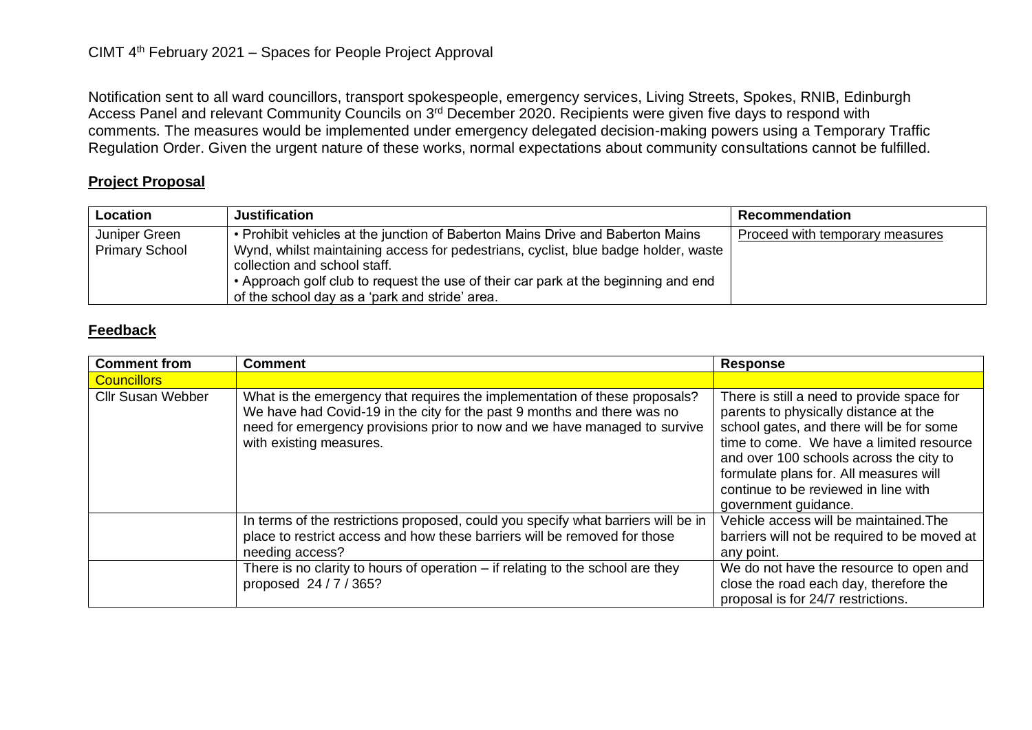CIMT 4th February 2021 – Spaces for People Project Approval

Notification sent to all ward councillors, transport spokespeople, emergency services, Living Streets, Spokes, RNIB, Edinburgh Access Panel and relevant Community Councils on 3rd December 2020. Recipients were given five days to respond with comments. The measures would be implemented under emergency delegated decision-making powers using a Temporary Traffic Regulation Order. Given the urgent nature of these works, normal expectations about community consultations cannot be fulfilled.

## **Project Proposal**

| Location | Justification | Recommendation |
| --- | --- | --- |
| Juniper Green Primary School | • Prohibit vehicles at the junction of Baberton Mains Drive and Baberton Mains Wynd, whilst maintaining access for pedestrians, cyclist, blue badge holder, waste collection and school staff.<br>• Approach golf club to request the use of their car park at the beginning and end of the school day as a 'park and stride' area. | Proceed with temporary measures |

## **Feedback**

| Comment from | Comment | Response |
| --- | --- | --- |
| Councillors | | |
| Cllr Susan Webber | What is the emergency that requires the implementation of these proposals? We have had Covid-19 in the city for the past 9 months and there was no need for emergency provisions prior to now and we have managed to survive with existing measures. | There is still a need to provide space for parents to physically distance at the school gates, and there will be for some time to come. We have a limited resource and over 100 schools across the city to formulate plans for. All measures will continue to be reviewed in line with government guidance. |
| | In terms of the restrictions proposed, could you specify what barriers will be in place to restrict access and how these barriers will be removed for those needing access? | Vehicle access will be maintained.The barriers will not be required to be moved at any point. |
| | There is no clarity to hours of operation – if relating to the school are they proposed 24 / 7 / 365? | We do not have the resource to open and close the road each day, therefore the proposal is for 24/7 restrictions. |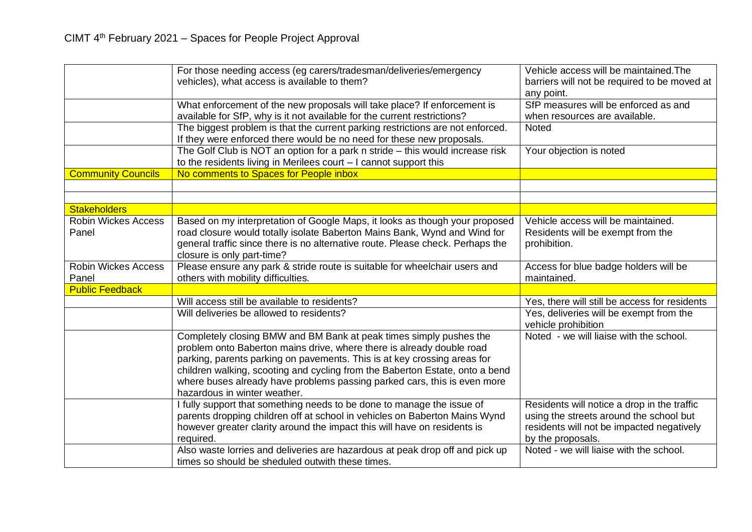CIMT 4th February 2021 – Spaces for People Project Approval

| | | |
|---|---|---|
| | For those needing access (eg carers/tradesman/deliveries/emergency vehicles), what access is available to them? | Vehicle access will be maintained.The barriers will not be required to be moved at any point. |
| | What enforcement of the new proposals will take place? If enforcement is available for SfP, why is it not available for the current restrictions? | SfP measures will be enforced as and when resources are available. |
| | The biggest problem is that the current parking restrictions are not enforced. If they were enforced there would be no need for these new proposals. | Noted |
| | The Golf Club is NOT an option for a park n stride – this would increase risk to the residents living in Merilees court – I cannot support this | Your objection is noted |
| Community Councils | No comments to Spaces for People inbox | |
| | | |
| | | |
| Stakeholders | | |
| Robin Wickes Access Panel | Based on my interpretation of Google Maps, it looks as though your proposed road closure would totally isolate Baberton Mains Bank, Wynd and Wind for general traffic since there is no alternative route. Please check. Perhaps the closure is only part-time? | Vehicle access will be maintained. Residents will be exempt from the prohibition. |
| Robin Wickes Access Panel | Please ensure any park & stride route is suitable for wheelchair users and others with mobility difficulties. | Access for blue badge holders will be maintained. |
| Public Feedback | | |
| | Will access still be available to residents? | Yes, there will still be access for residents |
| | Will deliveries be allowed to residents? | Yes, deliveries will be exempt from the vehicle prohibition |
| | Completely closing BMW and BM Bank at peak times simply pushes the problem onto Baberton mains drive, where there is already double road parking, parents parking on pavements. This is at key crossing areas for children walking, scooting and cycling from the Baberton Estate, onto a bend where buses already have problems passing parked cars, this is even more hazardous in winter weather. | Noted - we will liaise with the school. |
| | I fully support that something needs to be done to manage the issue of parents dropping children off at school in vehicles on Baberton Mains Wynd however greater clarity around the impact this will have on residents is required. | Residents will notice a drop in the traffic using the streets around the school but residents will not be impacted negatively by the proposals. |
| | Also waste lorries and deliveries are hazardous at peak drop off and pick up times so should be sheduled outwith these times. | Noted - we will liaise with the school. |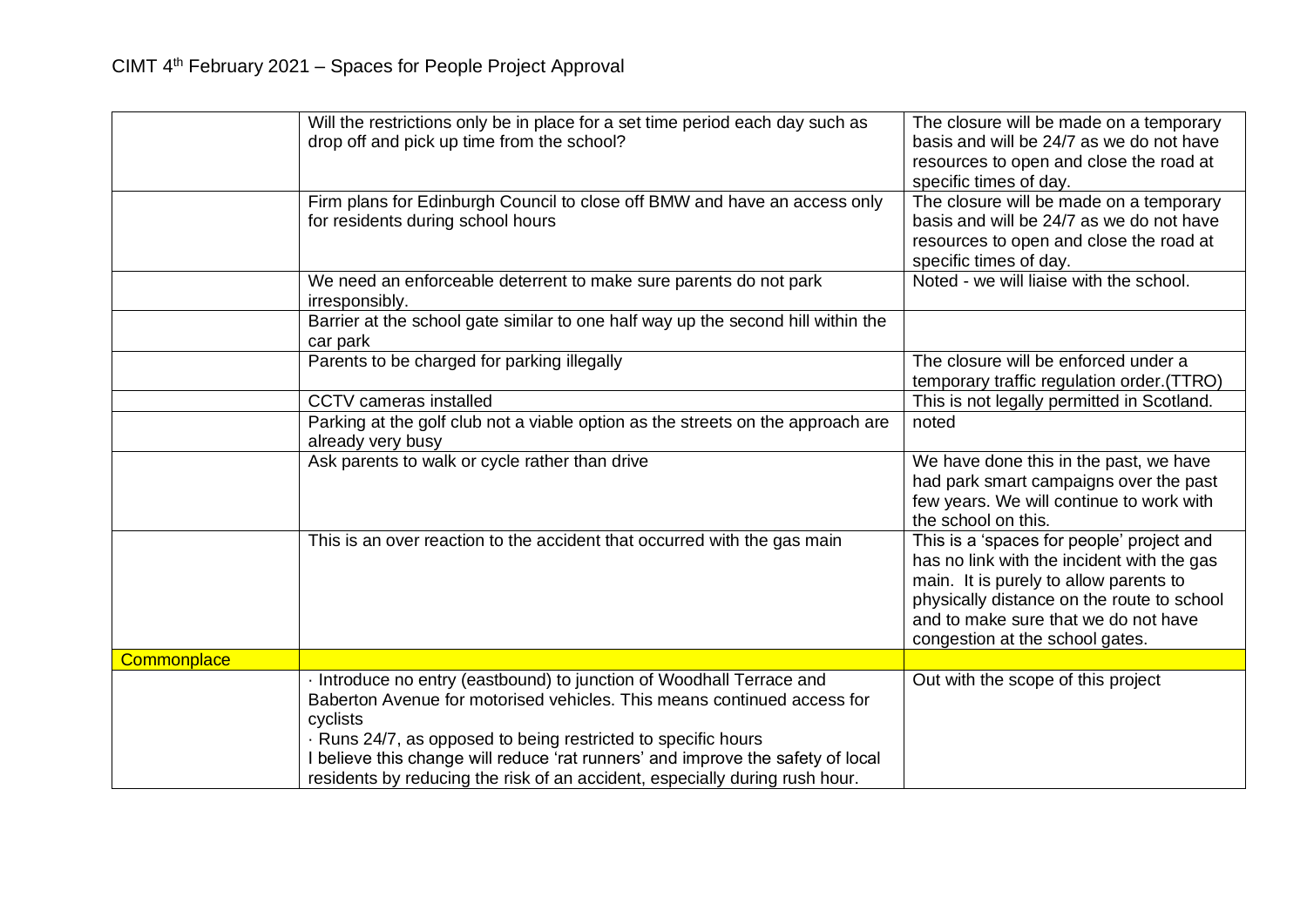# CIMT 4th February 2021 – Spaces for People Project Approval

| | | |
|---|---|---|
| | Will the restrictions only be in place for a set time period each day such as drop off and pick up time from the school? | The closure will be made on a temporary basis and will be 24/7 as we do not have resources to open and close the road at specific times of day. |
| | Firm plans for Edinburgh Council to close off BMW and have an access only for residents during school hours | The closure will be made on a temporary basis and will be 24/7 as we do not have resources to open and close the road at specific times of day. |
| | We need an enforceable deterrent to make sure parents do not park irresponsibly. | Noted - we will liaise with the school. |
| | Barrier at the school gate similar to one half way up the second hill within the car park | |
| | Parents to be charged for parking illegally | The closure will be enforced under a temporary traffic regulation order.(TTRO) |
| | CCTV cameras installed | This is not legally permitted in Scotland. |
| | Parking at the golf club not a viable option as the streets on the approach are already very busy | noted |
| | Ask parents to walk or cycle rather than drive | We have done this in the past, we have had park smart campaigns over the past few years. We will continue to work with the school on this. |
| | This is an over reaction to the accident that occurred with the gas main | This is a 'spaces for people' project and has no link with the incident with the gas main. It is purely to allow parents to physically distance on the route to school and to make sure that we do not have congestion at the school gates. |
| Commonplace | | |
| | · Introduce no entry (eastbound) to junction of Woodhall Terrace and Baberton Avenue for motorised vehicles. This means continued access for cyclists<br>· Runs 24/7, as opposed to being restricted to specific hours<br>I believe this change will reduce 'rat runners' and improve the safety of local residents by reducing the risk of an accident, especially during rush hour. | Out with the scope of this project |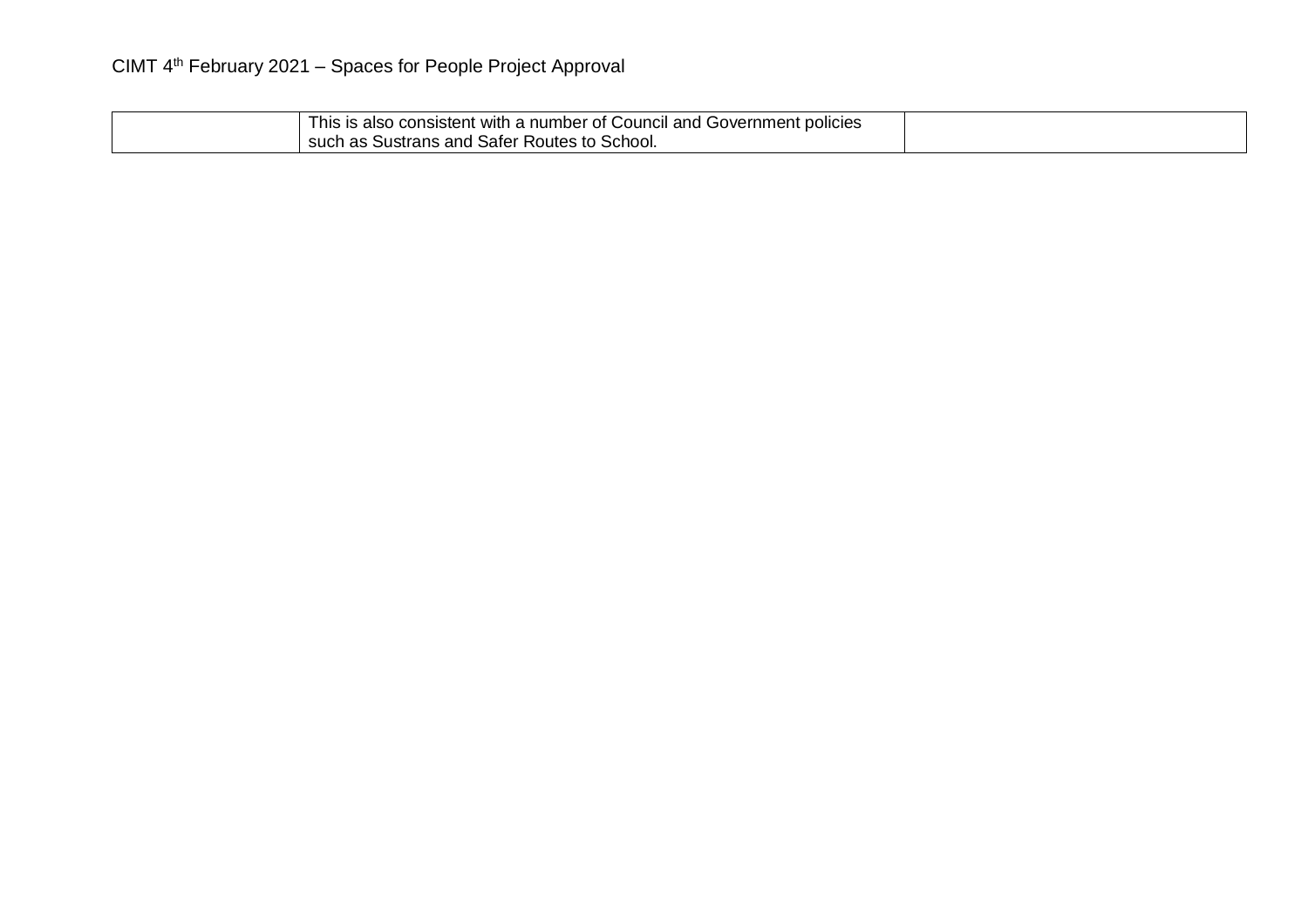| | | |
|---|---|---|
| | This is also consistent with a number of Council and Government policies such as Sustrans and Safer Routes to School. | |